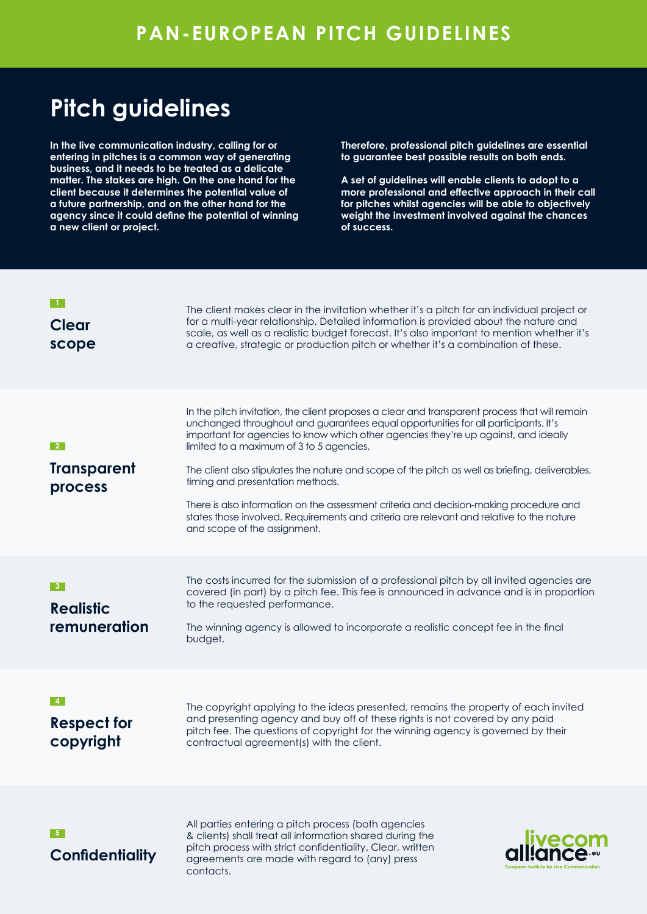# PAN-EUROPEAN PITCH GUIDELINES

## Pitch guidelines

**In the live communication industry, calling for or entering in pitches is a common way of generating business, and it needs to be treated as a delicate matter. The stakes are high. On the one hand for the client because it determines the potential value of a future partnership, and on the other hand for the agency since it could define the potential of winning a new client or project.**

**Therefore, professional pitch guidelines are essential to guarantee best possible results on both ends.**

**A set of guidelines will enable clients to adopt to a more professional and effective approach in their call for pitches whilst agencies will be able to objectively weight the investment involved against the chances of success.**

### 1 Clear scope

The client makes clear in the invitation whether it's a pitch for an individual project or for a multi-year relationship. Detailed information is provided about the nature and scale, as well as a realistic budget forecast. It's also important to mention whether it's a creative, strategic or production pitch or whether it's a combination of these.

### 2 Transparent process

In the pitch invitation, the client proposes a clear and transparent process that will remain unchanged throughout and guarantees equal opportunities for all participants. It's important for agencies to know which other agencies they're up against, and ideally limited to a maximum of 3 to 5 agencies.

The client also stipulates the nature and scope of the pitch as well as briefing, deliverables, timing and presentation methods.

There is also information on the assessment criteria and decision-making procedure and states those involved. Requirements and criteria are relevant and relative to the nature and scope of the assignment.

### 3 Realistic remuneration

The costs incurred for the submission of a professional pitch by all invited agencies are covered (in part) by a pitch fee. This fee is announced in advance and is in proportion to the requested performance.

The winning agency is allowed to incorporate a realistic concept fee in the final budget.

### 4 Respect for copyright

The copyright applying to the ideas presented, remains the property of each invited and presenting agency and buy off of these rights is not covered by any paid pitch fee. The questions of copyright for the winning agency is governed by their contractual agreement(s) with the client.

### 5 Confidentiality

All parties entering a pitch process (both agencies & clients) shall treat all information shared during the pitch process with strict confidentiality. Clear, written agreements are made with regard to (any) press contacts.

livecom alliance.eu
European Institute for Live Communication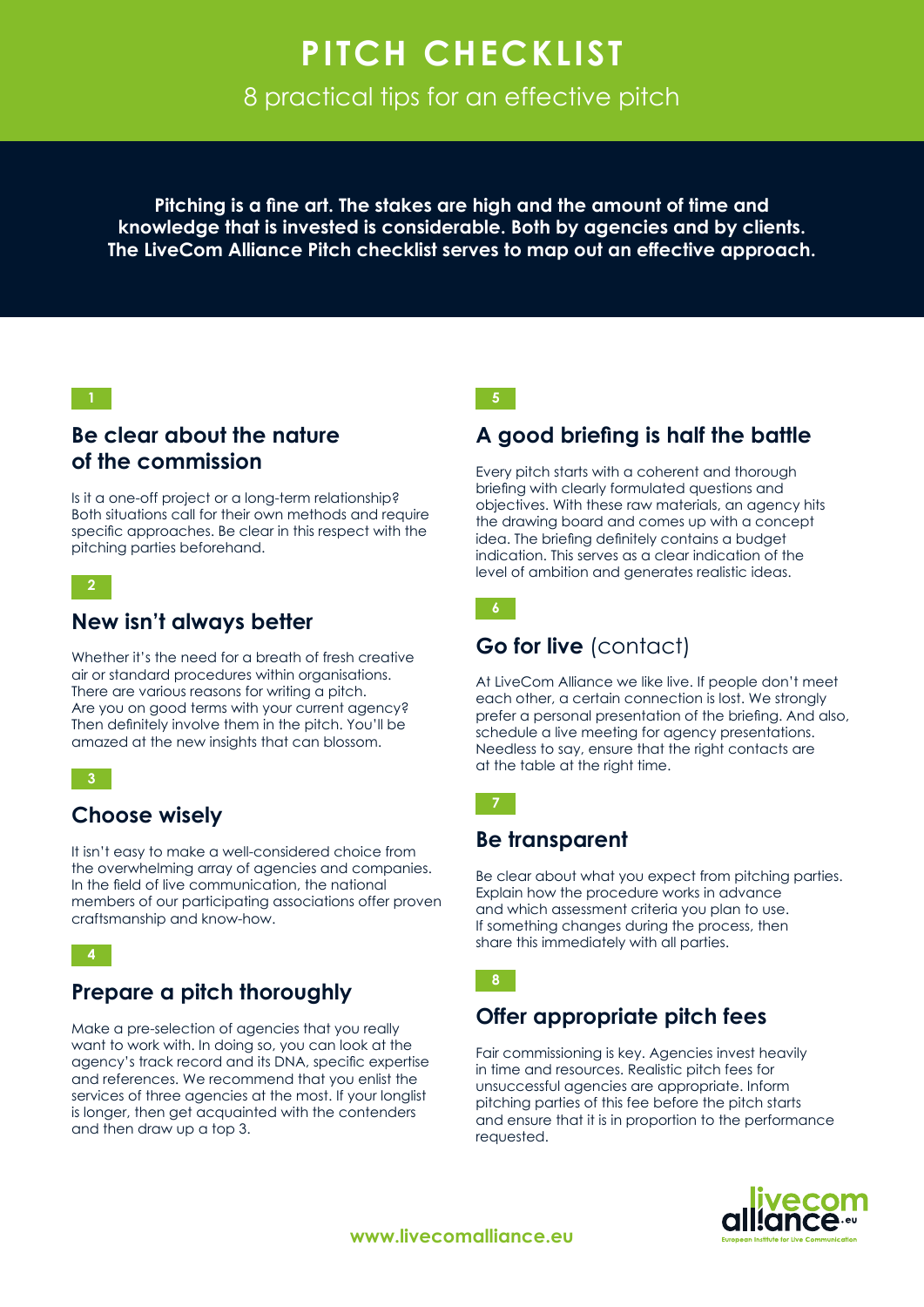# PITCH CHECKLIST

8 practical tips for an effective pitch

**Pitching is a fine art. The stakes are high and the amount of time and knowledge that is invested is considerable. Both by agencies and by clients. The LiveCom Alliance Pitch checklist serves to map out an effective approach.**

1

## Be clear about the nature of the commission

Is it a one-off project or a long-term relationship? Both situations call for their own methods and require specific approaches. Be clear in this respect with the pitching parties beforehand.

2

## New isn't always better

Whether it's the need for a breath of fresh creative air or standard procedures within organisations. There are various reasons for writing a pitch. Are you on good terms with your current agency? Then definitely involve them in the pitch. You'll be amazed at the new insights that can blossom.

3

## Choose wisely

It isn't easy to make a well-considered choice from the overwhelming array of agencies and companies. In the field of live communication, the national members of our participating associations offer proven craftsmanship and know-how.

4

## Prepare a pitch thoroughly

Make a pre-selection of agencies that you really want to work with. In doing so, you can look at the agency's track record and its DNA, specific expertise and references. We recommend that you enlist the services of three agencies at the most. If your longlist is longer, then get acquainted with the contenders and then draw up a top 3.

5

## A good briefing is half the battle

Every pitch starts with a coherent and thorough briefing with clearly formulated questions and objectives. With these raw materials, an agency hits the drawing board and comes up with a concept idea. The briefing definitely contains a budget indication. This serves as a clear indication of the level of ambition and generates realistic ideas.

6

## Go for live (contact)

At LiveCom Alliance we like live. If people don't meet each other, a certain connection is lost. We strongly prefer a personal presentation of the briefing. And also, schedule a live meeting for agency presentations. Needless to say, ensure that the right contacts are at the table at the right time.

7

## Be transparent

Be clear about what you expect from pitching parties. Explain how the procedure works in advance and which assessment criteria you plan to use. If something changes during the process, then share this immediately with all parties.

8

## Offer appropriate pitch fees

Fair commissioning is key. Agencies invest heavily in time and resources. Realistic pitch fees for unsuccessful agencies are appropriate. Inform pitching parties of this fee before the pitch starts and ensure that it is in proportion to the performance requested.

www.livecomalliance.eu

livecom alliance.eu
European Institute for Live Communication